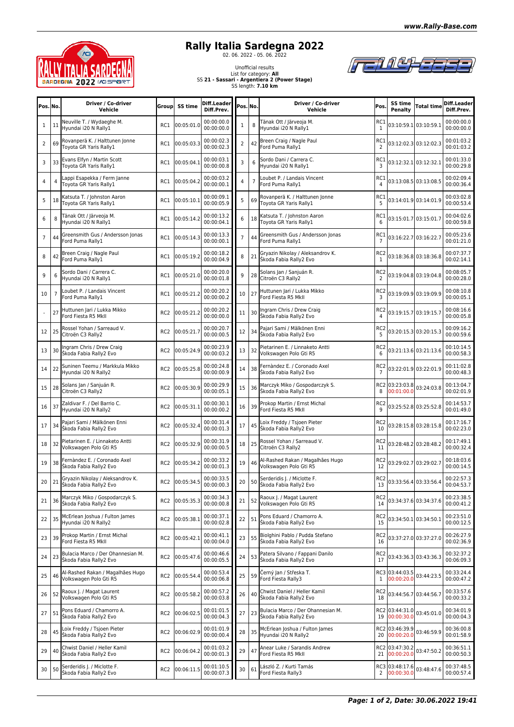# Rally Italia Sardegna 2022

02. 06. 2022 - 05. 06. 2022

Unofficial results
List for category: **All**
SS **21 - Sassari - Argentiera 2 (Power Stage)**
SS length: **7.10 km**

| Pos. | No. | Driver / Co-driver Vehicle | Group | SS time | Diff.Leader Diff.Prev. |
|---|---|---|---|---|---|
| 1 | 11 | Neuville T. / Wydaeghe M. Hyundai i20 N Rally1 | RC1 | 00:05:01.0 | 00:00:00.0 00:00:00.0 |
| 2 | 69 | Rovanperä K. / Halttunen Jonne Toyota GR Yaris Rally1 | RC1 | 00:05:03.3 | 00:00:02.3 00:00:02.3 |
| 3 | 33 | Evans Elfyn / Martin Scott Toyota GR Yaris Rally1 | RC1 | 00:05:04.1 | 00:00:03.1 00:00:00.8 |
| 4 | 4 | Lappi Esapekka / Ferm Janne Toyota GR Yaris Rally1 | RC1 | 00:05:04.2 | 00:00:03.2 00:00:00.1 |
| 5 | 18 | Katsuta T. / Johnston Aaron Toyota GR Yaris Rally1 | RC1 | 00:05:10.1 | 00:00:09.1 00:00:05.9 |
| 6 | 8 | Tänak Ott / Järveoja M. Hyundai i20 N Rally1 | RC1 | 00:05:14.2 | 00:00:13.2 00:00:04.1 |
| 7 | 44 | Greensmith Gus / Andersson Jonas Ford Puma Rally1 | RC1 | 00:05:14.3 | 00:00:13.3 00:00:00.1 |
| 8 | 42 | Breen Craig / Nagle Paul Ford Puma Rally1 | RC1 | 00:05:19.2 | 00:00:18.2 00:00:04.9 |
| 9 | 6 | Sordo Dani / Carrera C. Hyundai i20 N Rally1 | RC1 | 00:05:21.0 | 00:00:20.0 00:00:01.8 |
| 10 | 7 | Loubet P. / Landais Vincent Ford Puma Rally1 | RC1 | 00:05:21.2 | 00:00:20.2 00:00:00.2 |
| - | 27 | Huttunen Jari / Lukka Mikko Ford Fiesta R5 MkII | RC2 | 00:05:21.2 | 00:00:20.2 00:00:00.0 |
| 12 | 25 | Rossel Yohan / Sarreaud V. Citroën C3 Rally2 | RC2 | 00:05:21.7 | 00:00:20.7 00:00:00.5 |
| 13 | 30 | Ingram Chris / Drew Craig Škoda Fabia Rally2 Evo | RC2 | 00:05:24.9 | 00:00:23.9 00:00:03.2 |
| 14 | 22 | Suninen Teemu / Markkula Mikko Hyundai i20 N Rally2 | RC2 | 00:05:25.8 | 00:00:24.8 00:00:00.9 |
| 15 | 28 | Solans Jan / Sanjuán R. Citroën C3 Rally2 | RC2 | 00:05:30.9 | 00:00:29.9 00:00:05.1 |
| 16 | 37 | Zaldivar F. / Del Barrio C. Hyundai i20 N Rally2 | RC2 | 00:05:31.1 | 00:00:30.1 00:00:00.2 |
| 17 | 34 | Pajari Sami / Mälkönen Enni Škoda Fabia Rally2 Evo | RC2 | 00:05:32.4 | 00:00:31.4 00:00:01.3 |
| 18 | 32 | Pietarinen E. / Linnaketo Antti Volkswagen Polo Gti R5 | RC2 | 00:05:32.9 | 00:00:31.9 00:00:00.5 |
| 19 | 38 | Fernàndez E. / Coronado Axel Škoda Fabia Rally2 Evo | RC2 | 00:05:34.2 | 00:00:33.2 00:00:01.3 |
| 20 | 21 | Gryazin Nikolay / Aleksandrov K. Škoda Fabia Rally2 Evo | RC2 | 00:05:34.5 | 00:00:33.5 00:00:00.3 |
| 21 | 36 | Marczyk Miko / Gospodarczyk S. Škoda Fabia Rally2 Evo | RC2 | 00:05:35.3 | 00:00:34.3 00:00:00.8 |
| 22 | 35 | McErlean Joshua / Fulton James Hyundai i20 N Rally2 | RC2 | 00:05:38.1 | 00:00:37.1 00:00:02.8 |
| 23 | 39 | Prokop Martin / Ernst Michal Ford Fiesta R5 MkII | RC2 | 00:05:42.1 | 00:00:41.1 00:00:04.0 |
| 24 | 23 | Bulacia Marco / Der Ohannesian M. Škoda Fabia Rally2 Evo | RC2 | 00:05:47.6 | 00:00:46.6 00:00:05.5 |
| 25 | 46 | Al-Rashed Rakan / Magalhães Hugo Volkswagen Polo Gti R5 | RC2 | 00:05:54.4 | 00:00:53.4 00:00:06.8 |
| 26 | 52 | Raoux J. / Magat Laurent Volkswagen Polo Gti R5 | RC2 | 00:05:58.2 | 00:00:57.2 00:00:03.8 |
| 27 | 51 | Pons Eduard / Chamorro A. Škoda Fabia Rally2 Evo | RC2 | 00:06:02.5 | 00:01:01.5 00:00:04.3 |
| 28 | 45 | Loix Freddy / Tsjoen Pieter Škoda Fabia Rally2 Evo | RC2 | 00:06:02.9 | 00:01:01.9 00:00:00.4 |
| 29 | 40 | Chwist Daniel / Heller Kamil Škoda Fabia Rally2 Evo | RC2 | 00:06:04.2 | 00:01:03.2 00:00:01.3 |
| 30 | 50 | Serderidis J. / Miclotte F. Škoda Fabia Rally2 Evo | RC2 | 00:06:11.5 | 00:01:10.5 00:00:07.3 |

| Pos. | No. | Driver / Co-driver Vehicle | Pos. | SS time Penalty | Total time | Diff.Leader Diff.Prev. |
|---|---|---|---|---|---|---|
| 1 | 8 | Tänak Ott / Järveoja M. Hyundai i20 N Rally1 | RC1 1 | 03:10:59.1 | 03:10:59.1 | 00:00:00.0 00:00:00.0 |
| 2 | 42 | Breen Craig / Nagle Paul Ford Puma Rally1 | RC1 2 | 03:12:02.3 | 03:12:02.3 | 00:01:03.2 00:01:03.2 |
| 3 | 6 | Sordo Dani / Carrera C. Hyundai i20 N Rally1 | RC1 3 | 03:12:32.1 | 03:12:32.1 | 00:01:33.0 00:00:29.8 |
| 4 | 7 | Loubet P. / Landais Vincent Ford Puma Rally1 | RC1 4 | 03:13:08.5 | 03:13:08.5 | 00:02:09.4 00:00:36.4 |
| 5 | 69 | Rovanperä K. / Halttunen Jonne Toyota GR Yaris Rally1 | RC1 5 | 03:14:01.9 | 03:14:01.9 | 00:03:02.8 00:00:53.4 |
| 6 | 18 | Katsuta T. / Johnston Aaron Toyota GR Yaris Rally1 | RC1 6 | 03:15:01.7 | 03:15:01.7 | 00:04:02.6 00:00:59.8 |
| 7 | 44 | Greensmith Gus / Andersson Jonas Ford Puma Rally1 | RC1 7 | 03:16:22.7 | 03:16:22.7 | 00:05:23.6 00:01:21.0 |
| 8 | 21 | Gryazin Nikolay / Aleksandrov K. Škoda Fabia Rally2 Evo | RC2 1 | 03:18:36.8 | 03:18:36.8 | 00:07:37.7 00:02:14.1 |
| 9 | 28 | Solans Jan / Sanjuán R. Citroën C3 Rally2 | RC2 2 | 03:19:04.8 | 03:19:04.8 | 00:08:05.7 00:00:28.0 |
| 10 | 27 | Huttunen Jari / Lukka Mikko Ford Fiesta R5 MkII | RC2 3 | 03:19:09.9 | 03:19:09.9 | 00:08:10.8 00:00:05.1 |
| 11 | 30 | Ingram Chris / Drew Craig Škoda Fabia Rally2 Evo | RC2 4 | 03:19:15.7 | 03:19:15.7 | 00:08:16.6 00:00:05.8 |
| 12 | 34 | Pajari Sami / Mälkönen Enni Škoda Fabia Rally2 Evo | RC2 5 | 03:20:15.3 | 03:20:15.3 | 00:09:16.2 00:00:59.6 |
| 13 | 32 | Pietarinen E. / Linnaketo Antti Volkswagen Polo Gti R5 | RC2 6 | 03:21:13.6 | 03:21:13.6 | 00:10:14.5 00:00:58.3 |
| 14 | 38 | Fernàndez E. / Coronado Axel Škoda Fabia Rally2 Evo | RC2 7 | 03:22:01.9 | 03:22:01.9 | 00:11:02.8 00:00:48.3 |
| 15 | 36 | Marczyk Miko / Gospodarczyk S. Škoda Fabia Rally2 Evo | RC2 8 | 03:23:03.8 00:01:00.0 | 03:24:03.8 | 00:13:04.7 00:02:01.9 |
| 16 | 39 | Prokop Martin / Ernst Michal Ford Fiesta R5 MkII | RC2 9 | 03:25:52.8 | 03:25:52.8 | 00:14:53.7 00:01:49.0 |
| 17 | 45 | Loix Freddy / Tsjoen Pieter Škoda Fabia Rally2 Evo | RC2 10 | 03:28:15.8 | 03:28:15.8 | 00:17:16.7 00:02:23.0 |
| 18 | 25 | Rossel Yohan / Sarreaud V. Citroën C3 Rally2 | RC2 11 | 03:28:48.2 | 03:28:48.2 | 00:17:49.1 00:00:32.4 |
| 19 | 46 | Al-Rashed Rakan / Magalhães Hugo Volkswagen Polo Gti R5 | RC2 12 | 03:29:02.7 | 03:29:02.7 | 00:18:03.6 00:00:14.5 |
| 20 | 50 | Serderidis J. / Miclotte F. Škoda Fabia Rally2 Evo | RC2 13 | 03:33:56.4 | 03:33:56.4 | 00:22:57.3 00:04:53.7 |
| 21 | 52 | Raoux J. / Magat Laurent Volkswagen Polo Gti R5 | RC2 14 | 03:34:37.6 | 03:34:37.6 | 00:23:38.5 00:00:41.2 |
| 22 | 51 | Pons Eduard / Chamorro A. Škoda Fabia Rally2 Evo | RC2 15 | 03:34:50.1 | 03:34:50.1 | 00:23:51.0 00:00:12.5 |
| 23 | 55 | Biolghini Pablo / Pudda Stefano Škoda Fabia Rally2 Evo | RC2 16 | 03:37:27.0 | 03:37:27.0 | 00:26:27.9 00:02:36.9 |
| 24 | 53 | Patera Silvano / Fappani Danilo Škoda Fabia Rally2 Evo | RC2 17 | 03:43:36.3 | 03:43:36.3 | 00:32:37.2 00:06:09.3 |
| 25 | 59 | Černý Jan / Střeska T. Ford Fiesta Rally3 | RC3 1 | 03:44:03.5 00:00:20.0 | 03:44:23.5 | 00:33:24.4 00:00:47.2 |
| 26 | 40 | Chwist Daniel / Heller Kamil Škoda Fabia Rally2 Evo | RC2 18 | 03:44:56.7 | 03:44:56.7 | 00:33:57.6 00:00:33.2 |
| 27 | 23 | Bulacia Marco / Der Ohannesian M. Škoda Fabia Rally2 Evo | RC2 19 | 03:44:31.0 00:00:30.0 | 03:45:01.0 | 00:34:01.9 00:00:04.3 |
| 28 | 35 | McErlean Joshua / Fulton James Hyundai i20 N Rally2 | RC2 20 | 03:46:39.9 00:00:20.0 | 03:46:59.9 | 00:36:00.8 00:01:58.9 |
| 29 | 47 | Anear Luke / Sarandis Andrew Ford Fiesta R5 MkII | RC2 21 | 03:47:30.2 00:00:20.0 | 03:47:50.2 | 00:36:51.1 00:00:50.3 |
| 30 | 61 | László Z. / Kurti Tamás Ford Fiesta Rally3 | RC3 2 | 03:48:17.6 00:00:30.0 | 03:48:47.6 | 00:37:48.5 00:00:57.4 |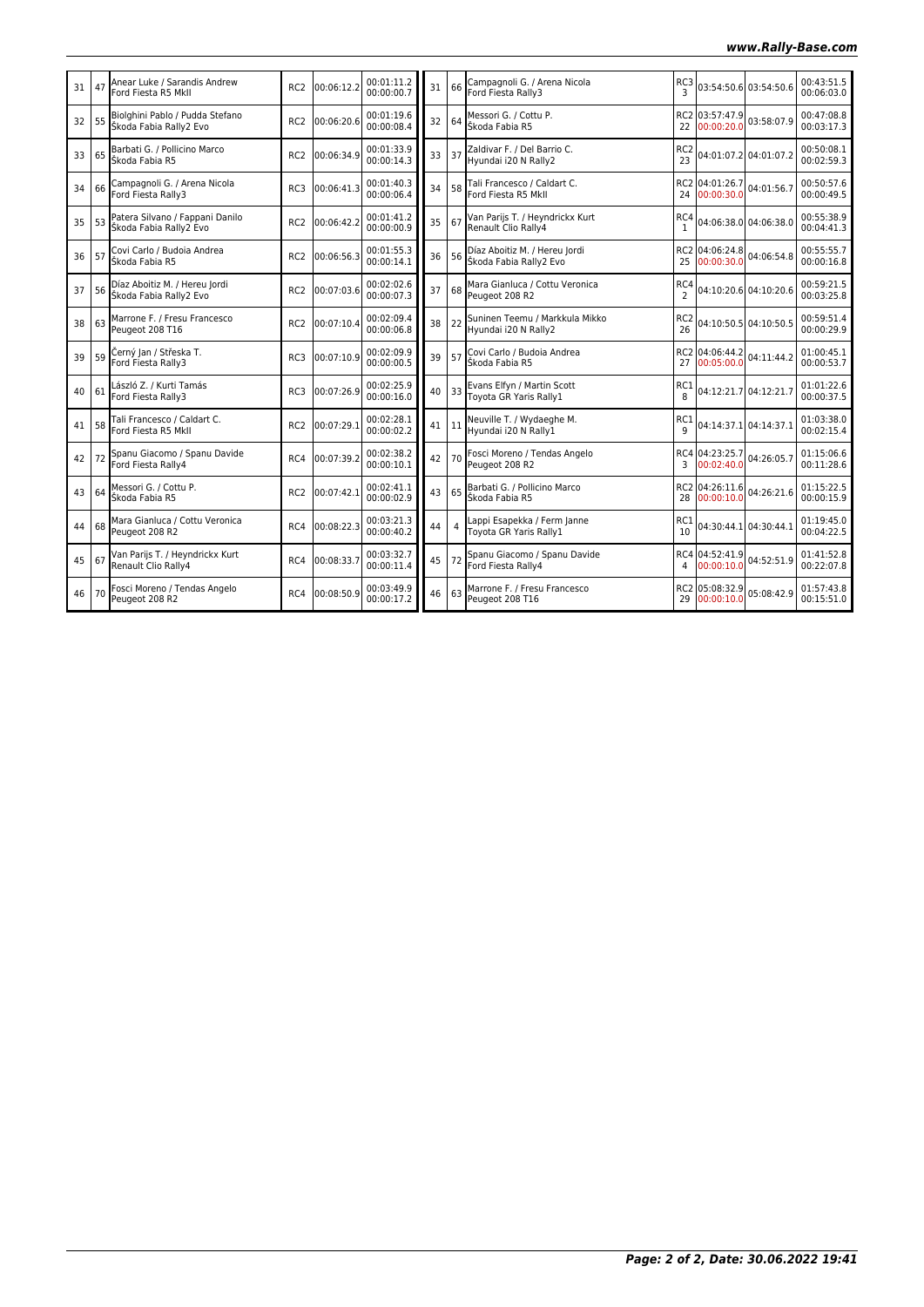| | | | | | | | | | | | | | |
|---|---|---|---|---|---|---|---|---|---|---|---|---|---|
| 31 | 47 | Anear Luke / Sarandis Andrew<br>Ford Fiesta R5 MkII | RC2 | 00:06:12.2 | 00:01:11.2<br>00:00:00.7 | 31 | 66 | Campagnoli G. / Arena Nicola<br>Ford Fiesta Rally3 | RC3<br>3 | 03:54:50.6 | | 03:54:50.6 | 00:43:51.5<br>00:06:03.0 |
| 32 | 55 | Biolghini Pablo / Pudda Stefano<br>Škoda Fabia Rally2 Evo | RC2 | 00:06:20.6 | 00:01:19.6<br>00:00:08.4 | 32 | 64 | Messori G. / Cottu P.<br>Škoda Fabia R5 | RC2<br>22 | 03:57:47.9<br>00:00:20.0 | | 03:58:07.9 | 00:47:08.8<br>00:03:17.3 |
| 33 | 65 | Barbati G. / Pollicino Marco<br>Škoda Fabia R5 | RC2 | 00:06:34.9 | 00:01:33.9<br>00:00:14.3 | 33 | 37 | Zaldivar F. / Del Barrio C.<br>Hyundai i20 N Rally2 | RC2<br>23 | 04:01:07.2 | | 04:01:07.2 | 00:50:08.1<br>00:02:59.3 |
| 34 | 66 | Campagnoli G. / Arena Nicola<br>Ford Fiesta Rally3 | RC3 | 00:06:41.3 | 00:01:40.3<br>00:00:06.4 | 34 | 58 | Tali Francesco / Caldart C.<br>Ford Fiesta R5 MkII | RC2<br>24 | 04:01:26.7<br>00:00:30.0 | | 04:01:56.7 | 00:50:57.6<br>00:00:49.5 |
| 35 | 53 | Patera Silvano / Fappani Danilo<br>Škoda Fabia Rally2 Evo | RC2 | 00:06:42.2 | 00:01:41.2<br>00:00:00.9 | 35 | 67 | Van Parijs T. / Heyndrickx Kurt<br>Renault Clio Rally4 | RC4<br>1 | 04:06:38.0 | | 04:06:38.0 | 00:55:38.9<br>00:04:41.3 |
| 36 | 57 | Covi Carlo / Budoia Andrea<br>Škoda Fabia R5 | RC2 | 00:06:56.3 | 00:01:55.3<br>00:00:14.1 | 36 | 56 | Díaz Aboitiz M. / Hereu Jordi<br>Škoda Fabia Rally2 Evo | RC2<br>25 | 04:06:24.8<br>00:00:30.0 | | 04:06:54.8 | 00:55:55.7<br>00:00:16.8 |
| 37 | 56 | Díaz Aboitiz M. / Hereu Jordi<br>Škoda Fabia Rally2 Evo | RC2 | 00:07:03.6 | 00:02:02.6<br>00:00:07.3 | 37 | 68 | Mara Gianluca / Cottu Veronica<br>Peugeot 208 R2 | RC4<br>2 | 04:10:20.6 | | 04:10:20.6 | 00:59:21.5<br>00:03:25.8 |
| 38 | 63 | Marrone F. / Fresu Francesco<br>Peugeot 208 T16 | RC2 | 00:07:10.4 | 00:02:09.4<br>00:00:06.8 | 38 | 22 | Suninen Teemu / Markkula Mikko<br>Hyundai i20 N Rally2 | RC2<br>26 | 04:10:50.5 | | 04:10:50.5 | 00:59:51.4<br>00:00:29.9 |
| 39 | 59 | Černý Jan / Střeska T.<br>Ford Fiesta Rally3 | RC3 | 00:07:10.9 | 00:02:09.9<br>00:00:00.5 | 39 | 57 | Covi Carlo / Budoia Andrea<br>Škoda Fabia R5 | RC2<br>27 | 04:06:44.2<br>00:05:00.0 | | 04:11:44.2 | 01:00:45.1<br>00:00:53.7 |
| 40 | 61 | László Z. / Kurti Tamás<br>Ford Fiesta Rally3 | RC3 | 00:07:26.9 | 00:02:25.9<br>00:00:16.0 | 40 | 33 | Evans Elfyn / Martin Scott<br>Toyota GR Yaris Rally1 | RC1<br>8 | 04:12:21.7 | | 04:12:21.7 | 01:01:22.6<br>00:00:37.5 |
| 41 | 58 | Tali Francesco / Caldart C.<br>Ford Fiesta R5 MkII | RC2 | 00:07:29.1 | 00:02:28.1<br>00:00:02.2 | 41 | 11 | Neuville T. / Wydaeghe M.<br>Hyundai i20 N Rally1 | RC1<br>9 | 04:14:37.1 | | 04:14:37.1 | 01:03:38.0<br>00:02:15.4 |
| 42 | 72 | Spanu Giacomo / Spanu Davide<br>Ford Fiesta Rally4 | RC4 | 00:07:39.2 | 00:02:38.2<br>00:00:10.1 | 42 | 70 | Fosci Moreno / Tendas Angelo<br>Peugeot 208 R2 | RC4<br>3 | 04:23:25.7<br>00:02:40.0 | | 04:26:05.7 | 01:15:06.6<br>00:11:28.6 |
| 43 | 64 | Messori G. / Cottu P.<br>Škoda Fabia R5 | RC2 | 00:07:42.1 | 00:02:41.1<br>00:00:02.9 | 43 | 65 | Barbati G. / Pollicino Marco<br>Škoda Fabia R5 | RC2<br>28 | 04:26:11.6<br>00:00:10.0 | | 04:26:21.6 | 01:15:22.5<br>00:00:15.9 |
| 44 | 68 | Mara Gianluca / Cottu Veronica<br>Peugeot 208 R2 | RC4 | 00:08:22.3 | 00:03:21.3<br>00:00:40.2 | 44 | 4 | Lappi Esapekka / Ferm Janne<br>Toyota GR Yaris Rally1 | RC1<br>10 | 04:30:44.1 | | 04:30:44.1 | 01:19:45.0<br>00:04:22.5 |
| 45 | 67 | Van Parijs T. / Heyndrickx Kurt<br>Renault Clio Rally4 | RC4 | 00:08:33.7 | 00:03:32.7<br>00:00:11.4 | 45 | 72 | Spanu Giacomo / Spanu Davide<br>Ford Fiesta Rally4 | RC4<br>4 | 04:52:41.9<br>00:00:10.0 | | 04:52:51.9 | 01:41:52.8<br>00:22:07.8 |
| 46 | 70 | Fosci Moreno / Tendas Angelo<br>Peugeot 208 R2 | RC4 | 00:08:50.9 | 00:03:49.9<br>00:00:17.2 | 46 | 63 | Marrone F. / Fresu Francesco<br>Peugeot 208 T16 | RC2<br>29 | 05:08:32.9<br>00:00:10.0 | | 05:08:42.9 | 01:57:43.8<br>00:15:51.0 |